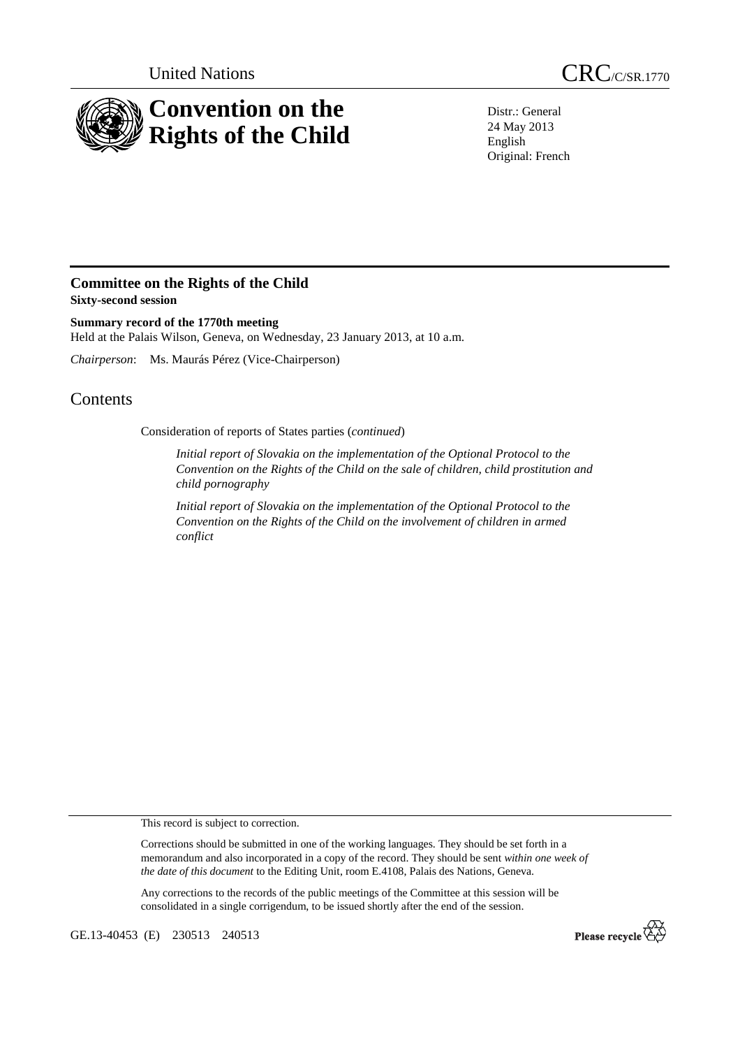United Nations

# CRC/C/SR.1770

# Convention on the Rights of the Child

Distr.: General
24 May 2013
English
Original: French

## Committee on the Rights of the Child

**Sixty-second session**

**Summary record of the 1770th meeting**

Held at the Palais Wilson, Geneva, on Wednesday, 23 January 2013, at 10 a.m.

*Chairperson*: Ms. Maurás Pérez (Vice-Chairperson)

# Contents

Consideration of reports of States parties (*continued*)

*Initial report of Slovakia on the implementation of the Optional Protocol to the Convention on the Rights of the Child on the sale of children, child prostitution and child pornography*

*Initial report of Slovakia on the implementation of the Optional Protocol to the Convention on the Rights of the Child on the involvement of children in armed conflict*

This record is subject to correction.

Corrections should be submitted in one of the working languages. They should be set forth in a memorandum and also incorporated in a copy of the record. They should be sent *within one week of the date of this document* to the Editing Unit, room E.4108, Palais des Nations, Geneva.

Any corrections to the records of the public meetings of the Committee at this session will be consolidated in a single corrigendum, to be issued shortly after the end of the session.

GE.13-40453 (E) 230513 240513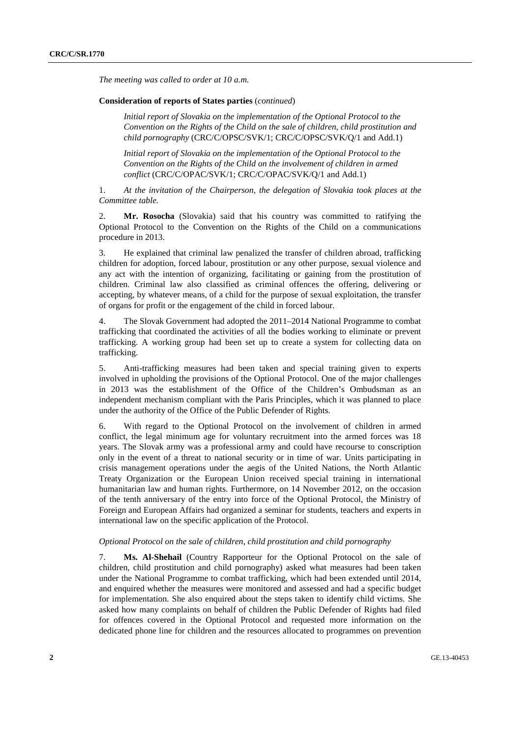*The meeting was called to order at 10 a.m.*

**Consideration of reports of States parties** (*continued*)

*Initial report of Slovakia on the implementation of the Optional Protocol to the Convention on the Rights of the Child on the sale of children, child prostitution and child pornography* (CRC/C/OPSC/SVK/1; CRC/C/OPSC/SVK/Q/1 and Add.1)

*Initial report of Slovakia on the implementation of the Optional Protocol to the Convention on the Rights of the Child on the involvement of children in armed conflict* (CRC/C/OPAC/SVK/1; CRC/C/OPAC/SVK/Q/1 and Add.1)

1. *At the invitation of the Chairperson, the delegation of Slovakia took places at the Committee table.*

2. **Mr. Rosocha** (Slovakia) said that his country was committed to ratifying the Optional Protocol to the Convention on the Rights of the Child on a communications procedure in 2013.

3. He explained that criminal law penalized the transfer of children abroad, trafficking children for adoption, forced labour, prostitution or any other purpose, sexual violence and any act with the intention of organizing, facilitating or gaining from the prostitution of children. Criminal law also classified as criminal offences the offering, delivering or accepting, by whatever means, of a child for the purpose of sexual exploitation, the transfer of organs for profit or the engagement of the child in forced labour.

4. The Slovak Government had adopted the 2011–2014 National Programme to combat trafficking that coordinated the activities of all the bodies working to eliminate or prevent trafficking. A working group had been set up to create a system for collecting data on trafficking.

5. Anti-trafficking measures had been taken and special training given to experts involved in upholding the provisions of the Optional Protocol. One of the major challenges in 2013 was the establishment of the Office of the Children's Ombudsman as an independent mechanism compliant with the Paris Principles, which it was planned to place under the authority of the Office of the Public Defender of Rights.

6. With regard to the Optional Protocol on the involvement of children in armed conflict, the legal minimum age for voluntary recruitment into the armed forces was 18 years. The Slovak army was a professional army and could have recourse to conscription only in the event of a threat to national security or in time of war. Units participating in crisis management operations under the aegis of the United Nations, the North Atlantic Treaty Organization or the European Union received special training in international humanitarian law and human rights. Furthermore, on 14 November 2012, on the occasion of the tenth anniversary of the entry into force of the Optional Protocol, the Ministry of Foreign and European Affairs had organized a seminar for students, teachers and experts in international law on the specific application of the Protocol.

*Optional Protocol on the sale of children, child prostitution and child pornography*

7. **Ms. Al-Shehail** (Country Rapporteur for the Optional Protocol on the sale of children, child prostitution and child pornography) asked what measures had been taken under the National Programme to combat trafficking, which had been extended until 2014, and enquired whether the measures were monitored and assessed and had a specific budget for implementation. She also enquired about the steps taken to identify child victims. She asked how many complaints on behalf of children the Public Defender of Rights had filed for offences covered in the Optional Protocol and requested more information on the dedicated phone line for children and the resources allocated to programmes on prevention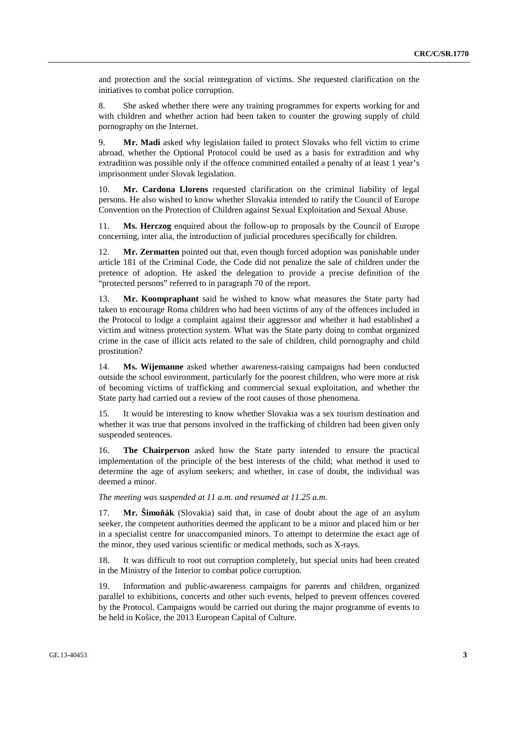and protection and the social reintegration of victims. She requested clarification on the initiatives to combat police corruption.

8. She asked whether there were any training programmes for experts working for and with children and whether action had been taken to counter the growing supply of child pornography on the Internet.

9. **Mr. Madi** asked why legislation failed to protect Slovaks who fell victim to crime abroad, whether the Optional Protocol could be used as a basis for extradition and why extradition was possible only if the offence committed entailed a penalty of at least 1 year's imprisonment under Slovak legislation.

10. **Mr. Cardona Llorens** requested clarification on the criminal liability of legal persons. He also wished to know whether Slovakia intended to ratify the Council of Europe Convention on the Protection of Children against Sexual Exploitation and Sexual Abuse.

11. **Ms. Herczog** enquired about the follow-up to proposals by the Council of Europe concerning, inter alia, the introduction of judicial procedures specifically for children.

12. **Mr. Zermatten** pointed out that, even though forced adoption was punishable under article 181 of the Criminal Code, the Code did not penalize the sale of children under the pretence of adoption. He asked the delegation to provide a precise definition of the "protected persons" referred to in paragraph 70 of the report.

13. **Mr. Koompraphant** said he wished to know what measures the State party had taken to encourage Roma children who had been victims of any of the offences included in the Protocol to lodge a complaint against their aggressor and whether it had established a victim and witness protection system. What was the State party doing to combat organized crime in the case of illicit acts related to the sale of children, child pornography and child prostitution?

14. **Ms. Wijemanne** asked whether awareness-raising campaigns had been conducted outside the school environment, particularly for the poorest children, who were more at risk of becoming victims of trafficking and commercial sexual exploitation, and whether the State party had carried out a review of the root causes of those phenomena.

15. It would be interesting to know whether Slovakia was a sex tourism destination and whether it was true that persons involved in the trafficking of children had been given only suspended sentences.

16. **The Chairperson** asked how the State party intended to ensure the practical implementation of the principle of the best interests of the child; what method it used to determine the age of asylum seekers; and whether, in case of doubt, the individual was deemed a minor.

*The meeting was suspended at 11 a.m. and resumed at 11.25 a.m.*

17. **Mr. Šimoňák** (Slovakia) said that, in case of doubt about the age of an asylum seeker, the competent authorities deemed the applicant to be a minor and placed him or her in a specialist centre for unaccompanied minors. To attempt to determine the exact age of the minor, they used various scientific or medical methods, such as X-rays.

18. It was difficult to root out corruption completely, but special units had been created in the Ministry of the Interior to combat police corruption.

19. Information and public-awareness campaigns for parents and children, organized parallel to exhibitions, concerts and other such events, helped to prevent offences covered by the Protocol. Campaigns would be carried out during the major programme of events to be held in Košice, the 2013 European Capital of Culture.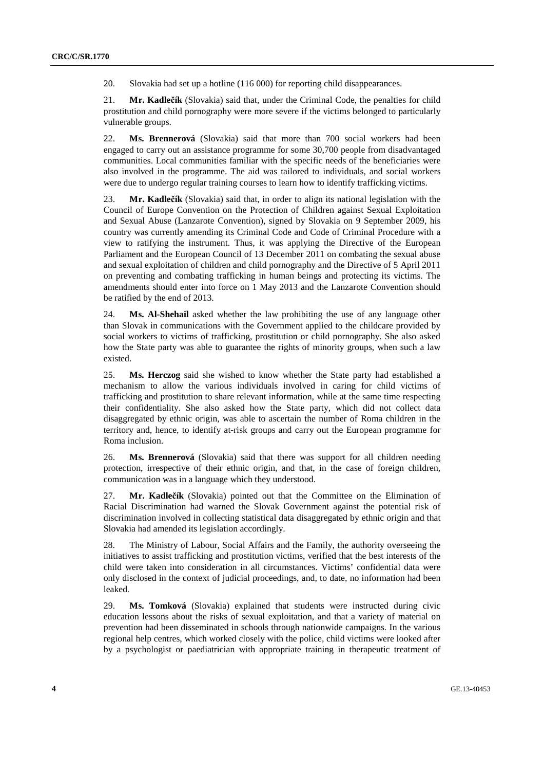20. Slovakia had set up a hotline (116 000) for reporting child disappearances.

21. **Mr. Kadlečík** (Slovakia) said that, under the Criminal Code, the penalties for child prostitution and child pornography were more severe if the victims belonged to particularly vulnerable groups.

22. **Ms. Brennerová** (Slovakia) said that more than 700 social workers had been engaged to carry out an assistance programme for some 30,700 people from disadvantaged communities. Local communities familiar with the specific needs of the beneficiaries were also involved in the programme. The aid was tailored to individuals, and social workers were due to undergo regular training courses to learn how to identify trafficking victims.

23. **Mr. Kadlečík** (Slovakia) said that, in order to align its national legislation with the Council of Europe Convention on the Protection of Children against Sexual Exploitation and Sexual Abuse (Lanzarote Convention), signed by Slovakia on 9 September 2009, his country was currently amending its Criminal Code and Code of Criminal Procedure with a view to ratifying the instrument. Thus, it was applying the Directive of the European Parliament and the European Council of 13 December 2011 on combating the sexual abuse and sexual exploitation of children and child pornography and the Directive of 5 April 2011 on preventing and combating trafficking in human beings and protecting its victims. The amendments should enter into force on 1 May 2013 and the Lanzarote Convention should be ratified by the end of 2013.

24. **Ms. Al-Shehail** asked whether the law prohibiting the use of any language other than Slovak in communications with the Government applied to the childcare provided by social workers to victims of trafficking, prostitution or child pornography. She also asked how the State party was able to guarantee the rights of minority groups, when such a law existed.

25. **Ms. Herczog** said she wished to know whether the State party had established a mechanism to allow the various individuals involved in caring for child victims of trafficking and prostitution to share relevant information, while at the same time respecting their confidentiality. She also asked how the State party, which did not collect data disaggregated by ethnic origin, was able to ascertain the number of Roma children in the territory and, hence, to identify at-risk groups and carry out the European programme for Roma inclusion.

26. **Ms. Brennerová** (Slovakia) said that there was support for all children needing protection, irrespective of their ethnic origin, and that, in the case of foreign children, communication was in a language which they understood.

27. **Mr. Kadlečík** (Slovakia) pointed out that the Committee on the Elimination of Racial Discrimination had warned the Slovak Government against the potential risk of discrimination involved in collecting statistical data disaggregated by ethnic origin and that Slovakia had amended its legislation accordingly.

28. The Ministry of Labour, Social Affairs and the Family, the authority overseeing the initiatives to assist trafficking and prostitution victims, verified that the best interests of the child were taken into consideration in all circumstances. Victims' confidential data were only disclosed in the context of judicial proceedings, and, to date, no information had been leaked.

29. **Ms. Tomková** (Slovakia) explained that students were instructed during civic education lessons about the risks of sexual exploitation, and that a variety of material on prevention had been disseminated in schools through nationwide campaigns. In the various regional help centres, which worked closely with the police, child victims were looked after by a psychologist or paediatrician with appropriate training in therapeutic treatment of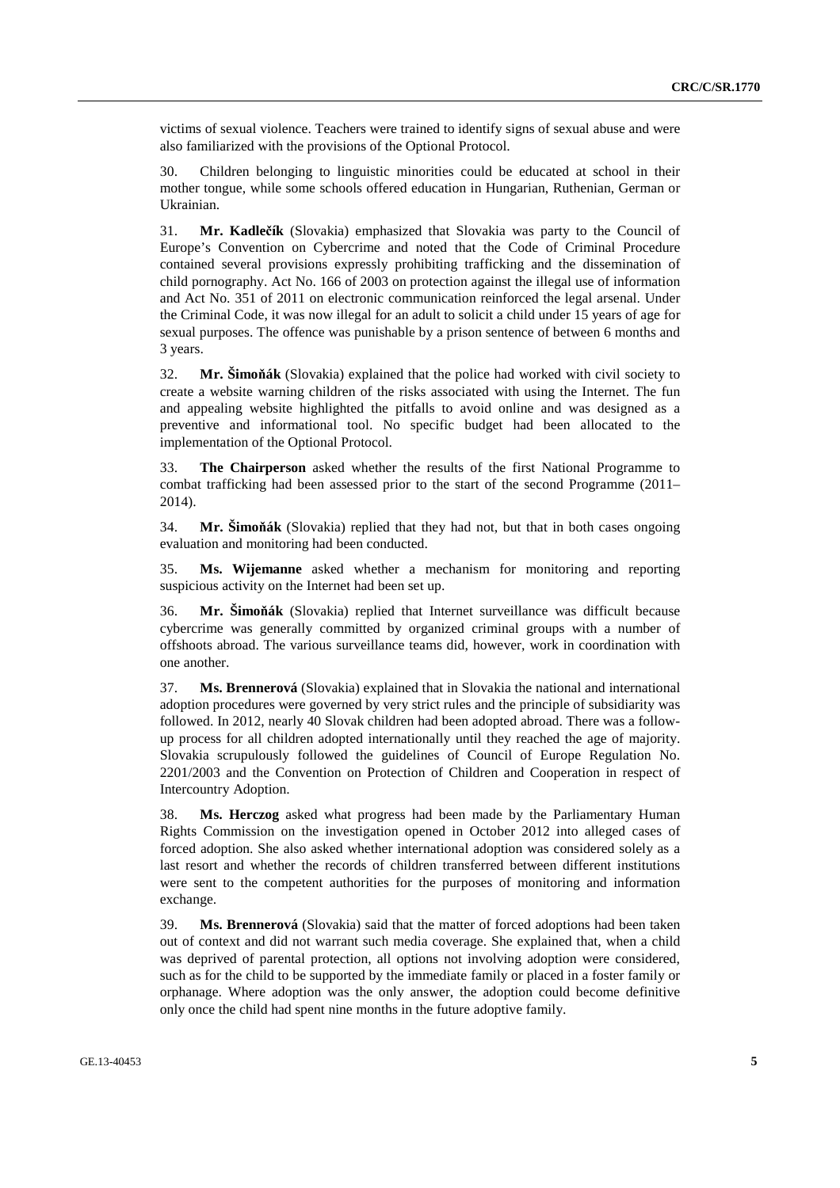victims of sexual violence. Teachers were trained to identify signs of sexual abuse and were also familiarized with the provisions of the Optional Protocol.

30. Children belonging to linguistic minorities could be educated at school in their mother tongue, while some schools offered education in Hungarian, Ruthenian, German or Ukrainian.

31. **Mr. Kadlečík** (Slovakia) emphasized that Slovakia was party to the Council of Europe's Convention on Cybercrime and noted that the Code of Criminal Procedure contained several provisions expressly prohibiting trafficking and the dissemination of child pornography. Act No. 166 of 2003 on protection against the illegal use of information and Act No. 351 of 2011 on electronic communication reinforced the legal arsenal. Under the Criminal Code, it was now illegal for an adult to solicit a child under 15 years of age for sexual purposes. The offence was punishable by a prison sentence of between 6 months and 3 years.

32. **Mr. Šimoňák** (Slovakia) explained that the police had worked with civil society to create a website warning children of the risks associated with using the Internet. The fun and appealing website highlighted the pitfalls to avoid online and was designed as a preventive and informational tool. No specific budget had been allocated to the implementation of the Optional Protocol.

33. **The Chairperson** asked whether the results of the first National Programme to combat trafficking had been assessed prior to the start of the second Programme (2011–2014).

34. **Mr. Šimoňák** (Slovakia) replied that they had not, but that in both cases ongoing evaluation and monitoring had been conducted.

35. **Ms. Wijemanne** asked whether a mechanism for monitoring and reporting suspicious activity on the Internet had been set up.

36. **Mr. Šimoňák** (Slovakia) replied that Internet surveillance was difficult because cybercrime was generally committed by organized criminal groups with a number of offshoots abroad. The various surveillance teams did, however, work in coordination with one another.

37. **Ms. Brennerová** (Slovakia) explained that in Slovakia the national and international adoption procedures were governed by very strict rules and the principle of subsidiarity was followed. In 2012, nearly 40 Slovak children had been adopted abroad. There was a follow-up process for all children adopted internationally until they reached the age of majority. Slovakia scrupulously followed the guidelines of Council of Europe Regulation No. 2201/2003 and the Convention on Protection of Children and Cooperation in respect of Intercountry Adoption.

38. **Ms. Herczog** asked what progress had been made by the Parliamentary Human Rights Commission on the investigation opened in October 2012 into alleged cases of forced adoption. She also asked whether international adoption was considered solely as a last resort and whether the records of children transferred between different institutions were sent to the competent authorities for the purposes of monitoring and information exchange.

39. **Ms. Brennerová** (Slovakia) said that the matter of forced adoptions had been taken out of context and did not warrant such media coverage. She explained that, when a child was deprived of parental protection, all options not involving adoption were considered, such as for the child to be supported by the immediate family or placed in a foster family or orphanage. Where adoption was the only answer, the adoption could become definitive only once the child had spent nine months in the future adoptive family.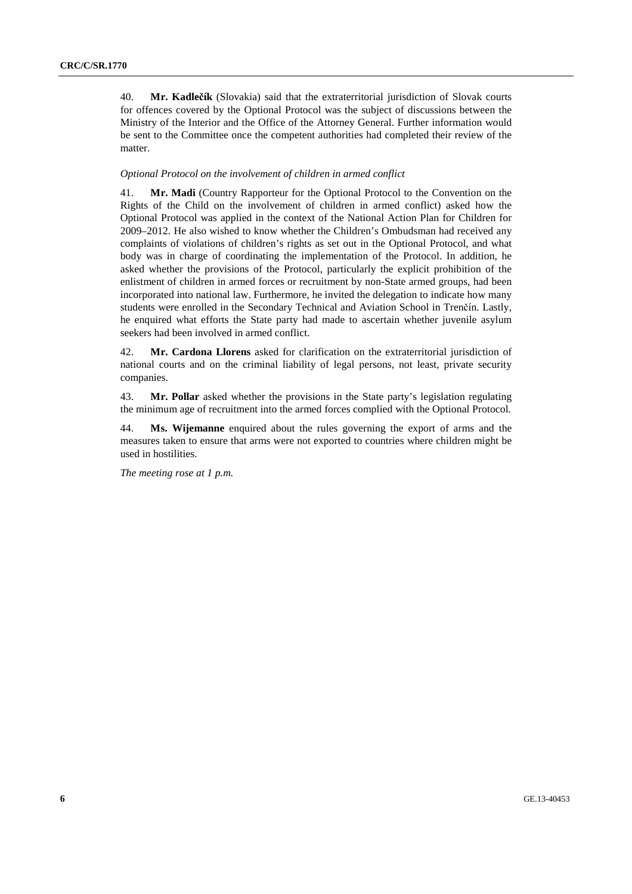40. **Mr. Kadlečík** (Slovakia) said that the extraterritorial jurisdiction of Slovak courts for offences covered by the Optional Protocol was the subject of discussions between the Ministry of the Interior and the Office of the Attorney General. Further information would be sent to the Committee once the competent authorities had completed their review of the matter.

*Optional Protocol on the involvement of children in armed conflict*

41. **Mr. Madi** (Country Rapporteur for the Optional Protocol to the Convention on the Rights of the Child on the involvement of children in armed conflict) asked how the Optional Protocol was applied in the context of the National Action Plan for Children for 2009–2012. He also wished to know whether the Children's Ombudsman had received any complaints of violations of children's rights as set out in the Optional Protocol, and what body was in charge of coordinating the implementation of the Protocol. In addition, he asked whether the provisions of the Protocol, particularly the explicit prohibition of the enlistment of children in armed forces or recruitment by non-State armed groups, had been incorporated into national law. Furthermore, he invited the delegation to indicate how many students were enrolled in the Secondary Technical and Aviation School in Trenčín. Lastly, he enquired what efforts the State party had made to ascertain whether juvenile asylum seekers had been involved in armed conflict.

42. **Mr. Cardona Llorens** asked for clarification on the extraterritorial jurisdiction of national courts and on the criminal liability of legal persons, not least, private security companies.

43. **Mr. Pollar** asked whether the provisions in the State party's legislation regulating the minimum age of recruitment into the armed forces complied with the Optional Protocol.

44. **Ms. Wijemanne** enquired about the rules governing the export of arms and the measures taken to ensure that arms were not exported to countries where children might be used in hostilities.

*The meeting rose at 1 p.m.*